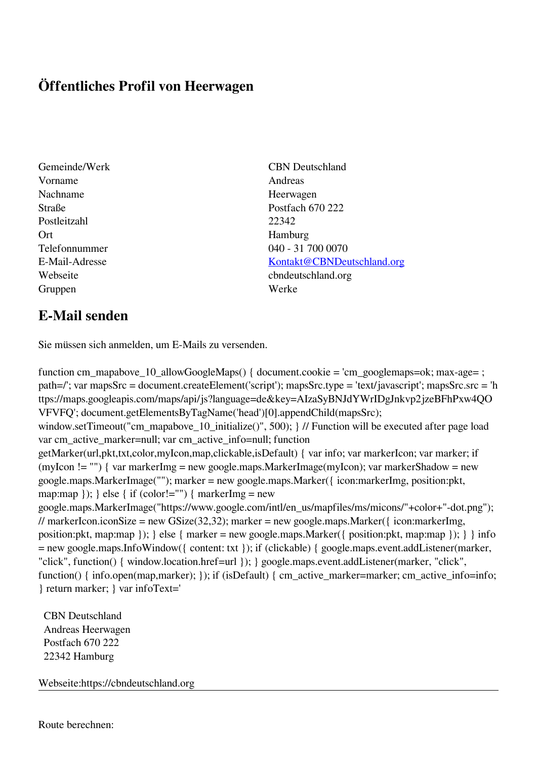# Öffentliches Profil von Heerwagen

| | |
|---|---|
| Gemeinde/Werk | CBN Deutschland |
| Vorname | Andreas |
| Nachname | Heerwagen |
| Straße | Postfach 670 222 |
| Postleitzahl | 22342 |
| Ort | Hamburg |
| Telefonnummer | 040 - 31 700 0070 |
| E-Mail-Adresse | Kontakt@CBNDeutschland.org |
| Webseite | cbndeutschland.org |
| Gruppen | Werke |

## E-Mail senden

Sie müssen sich anmelden, um E-Mails zu versenden.

function cm_mapabove_10_allowGoogleMaps() { document.cookie = 'cm_googlemaps=ok; max-age= ; path=/'; var mapsSrc = document.createElement('script'); mapsSrc.type = 'text/javascript'; mapsSrc.src = 'https://maps.googleapis.com/maps/api/js?language=de&key=AIzaSyBNJdYWrIDgJnkvp2jzeBFhPxw4QOVFVFQ'; document.getElementsByTagName('head')[0].appendChild(mapsSrc); window.setTimeout("cm_mapabove_10_initialize()", 500); } // Function will be executed after page load var cm_active_marker=null; var cm_active_info=null; function getMarker(url,pkt,txt,color,myIcon,map,clickable,isDefault) { var info; var markerIcon; var marker; if (myIcon != "") { var markerImg = new google.maps.MarkerImage(myIcon); var markerShadow = new google.maps.MarkerImage(""); marker = new google.maps.Marker({ icon:markerImg, position:pkt, map:map }); } else { if (color!="") { markerImg = new google.maps.MarkerImage("https://www.google.com/intl/en_us/mapfiles/ms/micons/"+color+"-dot.png"); // markerIcon.iconSize = new GSize(32,32); marker = new google.maps.Marker({ icon:markerImg, position:pkt, map:map }); } else { marker = new google.maps.Marker({ position:pkt, map:map }); } } info = new google.maps.InfoWindow({ content: txt }); if (clickable) { google.maps.event.addListener(marker, "click", function() { window.location.href=url }); } google.maps.event.addListener(marker, "click", function() { info.open(map,marker); }); if (isDefault) { cm_active_marker=marker; cm_active_info=info; } return marker; } var infoText='

CBN Deutschland  
Andreas Heerwagen  
Postfach 670 222  
22342 Hamburg

Webseite:https://cbndeutschland.org

---

Route berechnen: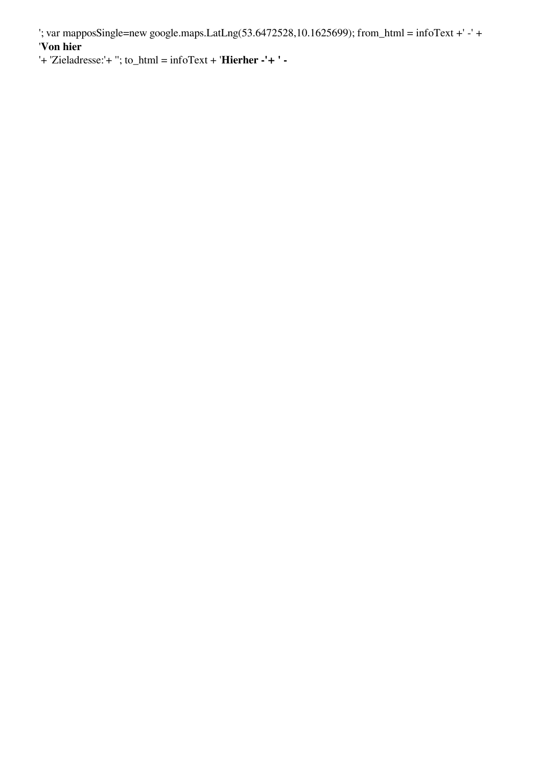'; var mapposSingle=new google.maps.LatLng(53.6472528,10.1625699); from_html = infoText +' -' +
'**Von hier**
'+ 'Zieladresse:'+ ''; to_html = infoText + '**Hierher -'+ ' -**